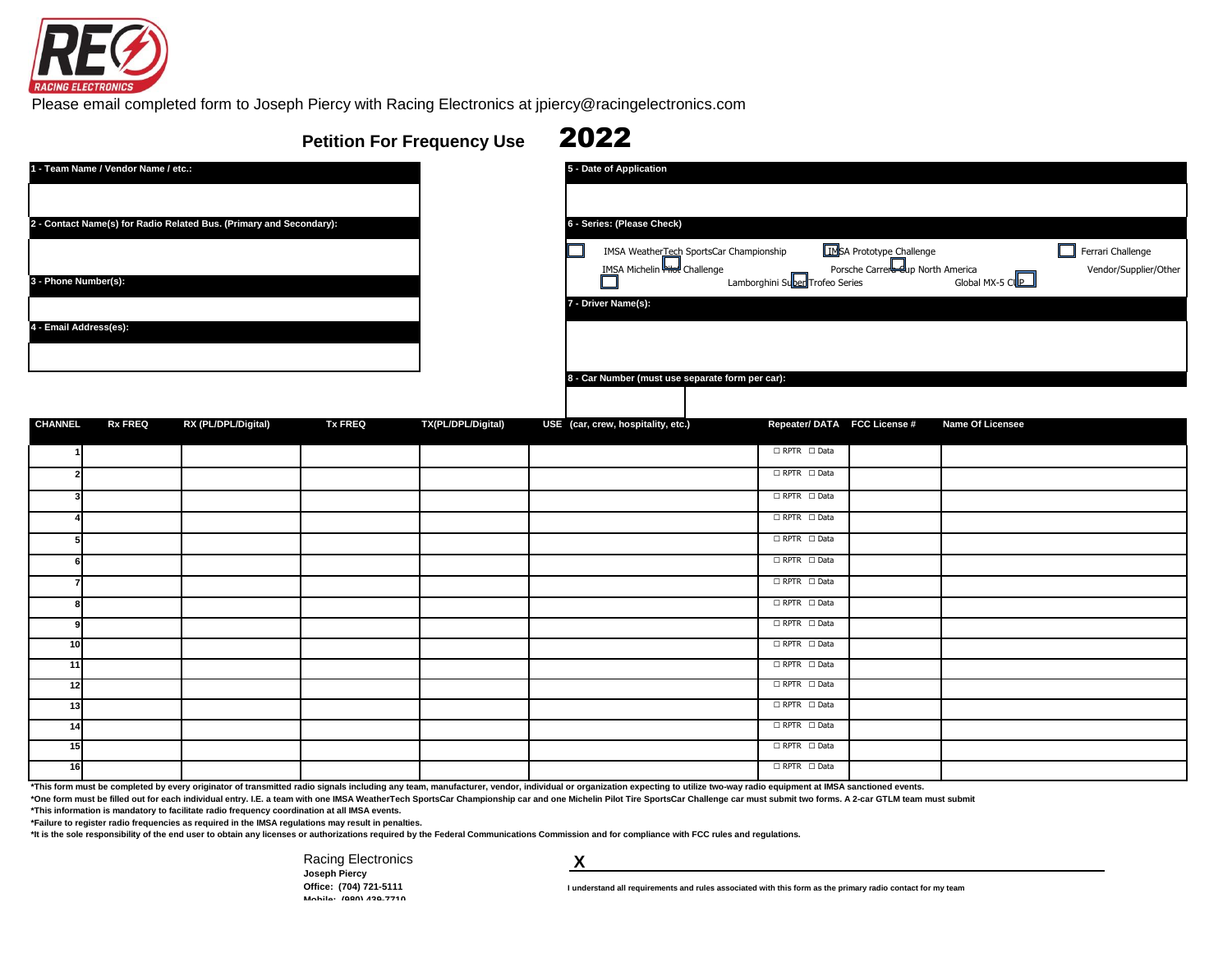RACING ELECTRONICS

Please email completed form to Joseph Piercy with Racing Electronics at jpiercy@racingelectronics.com

# Petition For Frequency Use 2022

**1 - Team Name / Vendor Name / etc.:**

**2 - Contact Name(s) for Radio Related Bus. (Primary and Secondary):**

**3 - Phone Number(s):**

**4 - Email Address(es):**

**5 - Date of Application**

**6 - Series: (Please Check)**

☐ IMSA WeatherTech SportsCar Championship
☐ IMSA Prototype Challenge
☐ Ferrari Challenge
☐ IMSA Michelin Pilot Challenge
☐ Porsche Carrera Cup North America
☐ Vendor/Supplier/Other
☐ Lamborghini Super Trofeo Series
☐ Global MX-5 CUP

**7 - Driver Name(s):**

**8 - Car Number (must use separate form per car):**

| CHANNEL | Rx FREQ | RX (PL/DPL/Digital) | Tx FREQ | TX(PL/DPL/Digital) | USE (car, crew, hospitality, etc.) | Repeater/ DATA | FCC License # | Name Of Licensee |
|---|---|---|---|---|---|---|---|---|
| 1 | | | | | | ☐ RPTR ☐ Data | | |
| 2 | | | | | | ☐ RPTR ☐ Data | | |
| 3 | | | | | | ☐ RPTR ☐ Data | | |
| 4 | | | | | | ☐ RPTR ☐ Data | | |
| 5 | | | | | | ☐ RPTR ☐ Data | | |
| 6 | | | | | | ☐ RPTR ☐ Data | | |
| 7 | | | | | | ☐ RPTR ☐ Data | | |
| 8 | | | | | | ☐ RPTR ☐ Data | | |
| 9 | | | | | | ☐ RPTR ☐ Data | | |
| 10 | | | | | | ☐ RPTR ☐ Data | | |
| 11 | | | | | | ☐ RPTR ☐ Data | | |
| 12 | | | | | | ☐ RPTR ☐ Data | | |
| 13 | | | | | | ☐ RPTR ☐ Data | | |
| 14 | | | | | | ☐ RPTR ☐ Data | | |
| 15 | | | | | | ☐ RPTR ☐ Data | | |
| 16 | | | | | | ☐ RPTR ☐ Data | | |

**\*This form must be completed by every originator of transmitted radio signals including any team, manufacturer, vendor, individual or organization expecting to utilize two-way radio equipment at IMSA sanctioned events.**

**\*One form must be filled out for each individual entry. I.E. a team with one IMSA WeatherTech SportsCar Championship car and one Michelin Pilot Tire SportsCar Challenge car must submit two forms. A 2-car GTLM team must submit**

**\*This information is mandatory to facilitate radio frequency coordination at all IMSA events.**

**\*Failure to register radio frequencies as required in the IMSA regulations may result in penalties.**

**\*It is the sole responsibility of the end user to obtain any licenses or authorizations required by the Federal Communications Commission and for compliance with FCC rules and regulations.**

Racing Electronics
**Joseph Piercy**
**Office: (704) 721-5111**
**Mobile: (980) 439-7710**

**X** ______________________________

**I understand all requirements and rules associated with this form as the primary radio contact for my team**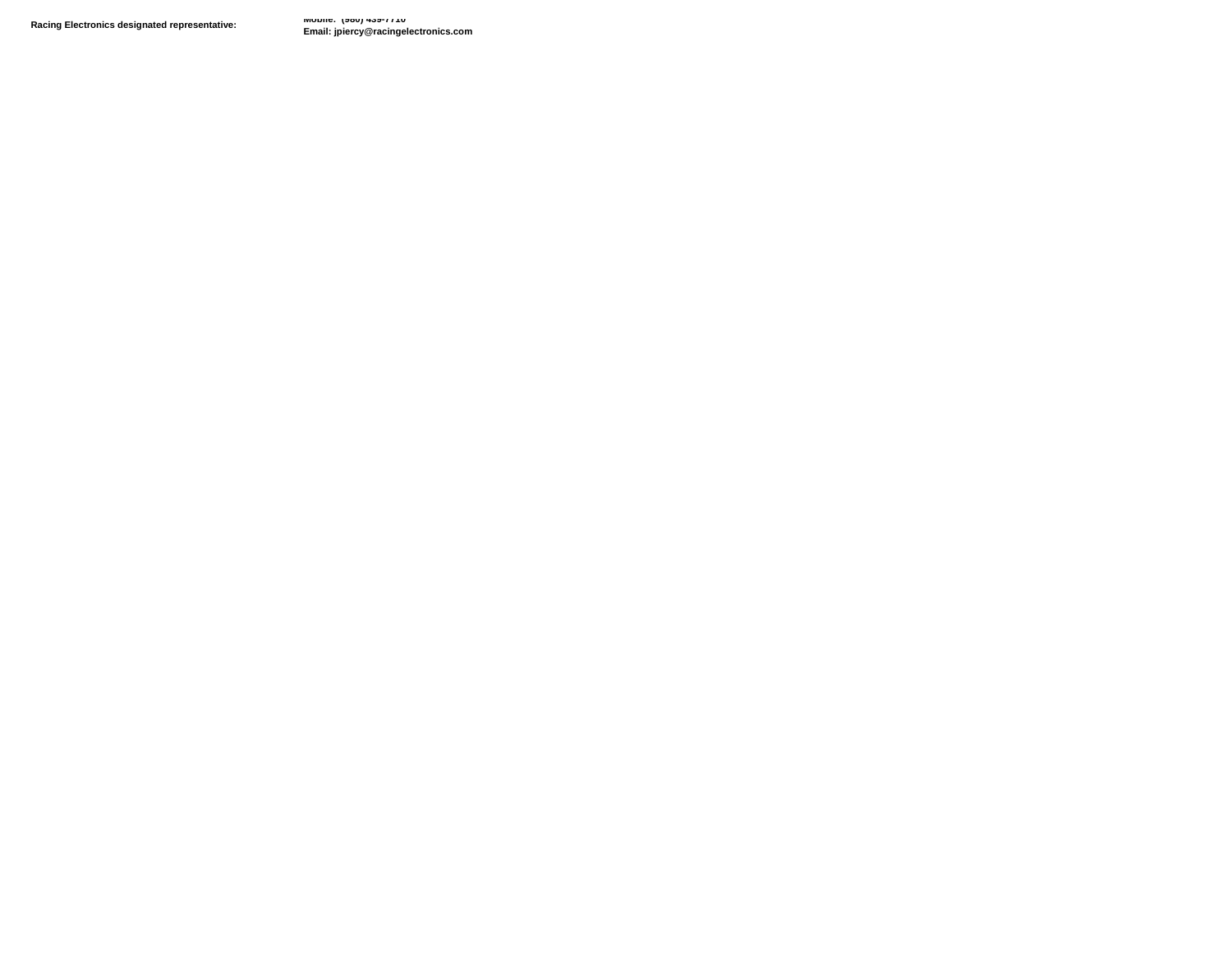**Racing Electronics designated representative:**

**Mobile: (980) 439-7710**
**Email: jpiercy@racingelectronics.com**